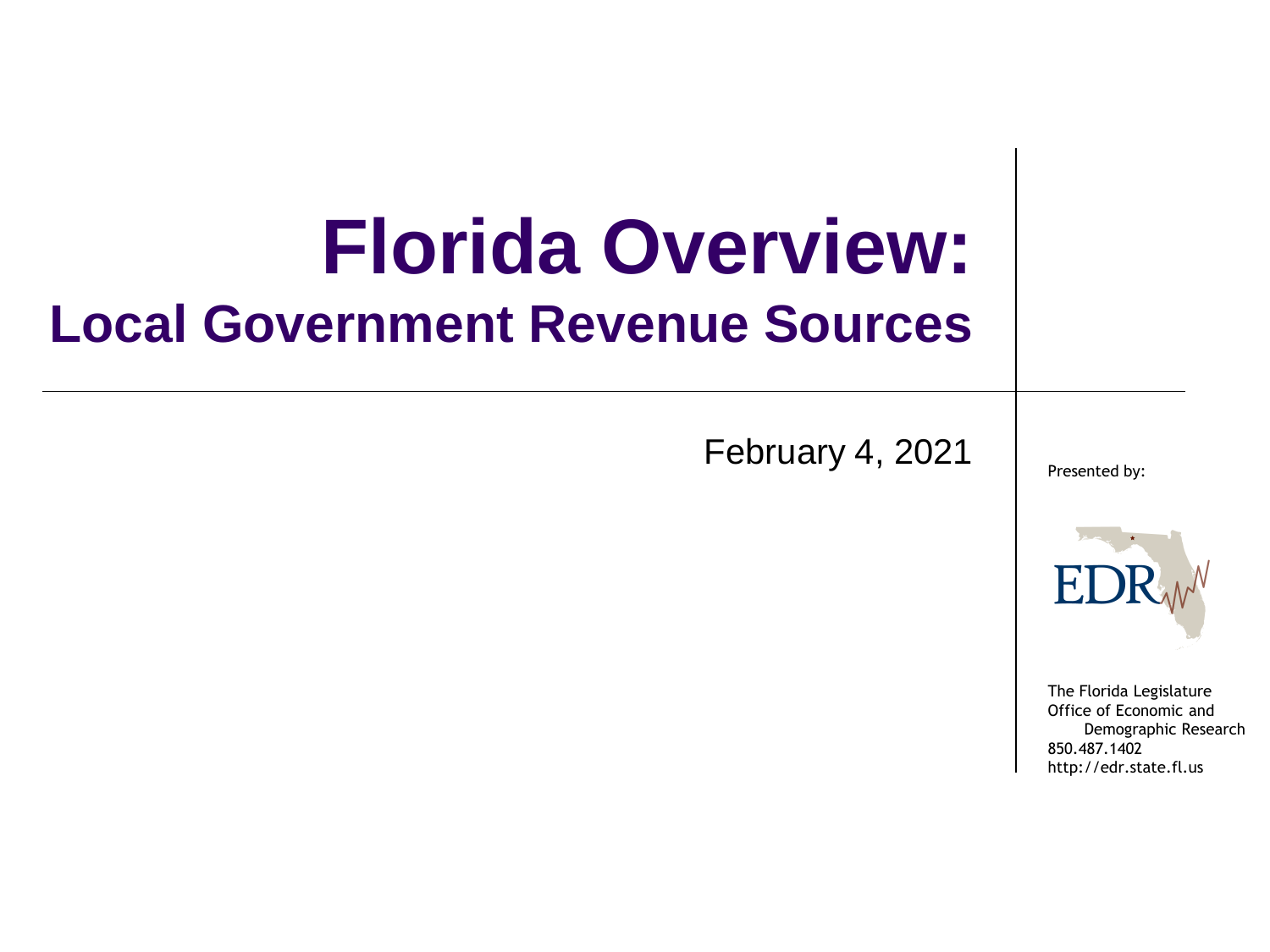# Florida Overview:

## Local Government Revenue Sources

February 4, 2021

Presented by:

EDR

The Florida Legislature
Office of Economic and
Demographic Research
850.487.1402
http://edr.state.fl.us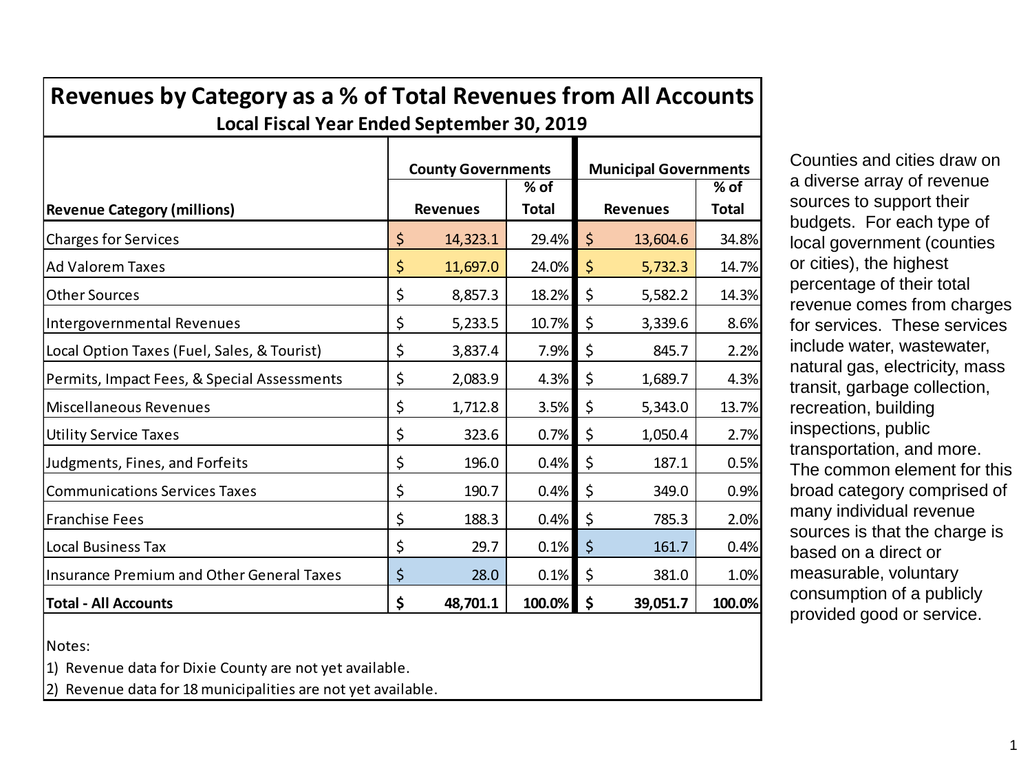# Revenues by Category as a % of Total Revenues from All Accounts

**Local Fiscal Year Ended September 30, 2019**

| Revenue Category (millions) | County Governments | | Municipal Governments | |
|---|---|---|---|---|
| | Revenues | % of Total | Revenues | % of Total |
| Charges for Services | $ 14,323.1 | 29.4% | $ 13,604.6 | 34.8% |
| Ad Valorem Taxes | $ 11,697.0 | 24.0% | $ 5,732.3 | 14.7% |
| Other Sources | $ 8,857.3 | 18.2% | $ 5,582.2 | 14.3% |
| Intergovernmental Revenues | $ 5,233.5 | 10.7% | $ 3,339.6 | 8.6% |
| Local Option Taxes (Fuel, Sales, & Tourist) | $ 3,837.4 | 7.9% | $ 845.7 | 2.2% |
| Permits, Impact Fees, & Special Assessments | $ 2,083.9 | 4.3% | $ 1,689.7 | 4.3% |
| Miscellaneous Revenues | $ 1,712.8 | 3.5% | $ 5,343.0 | 13.7% |
| Utility Service Taxes | $ 323.6 | 0.7% | $ 1,050.4 | 2.7% |
| Judgments, Fines, and Forfeits | $ 196.0 | 0.4% | $ 187.1 | 0.5% |
| Communications Services Taxes | $ 190.7 | 0.4% | $ 349.0 | 0.9% |
| Franchise Fees | $ 188.3 | 0.4% | $ 785.3 | 2.0% |
| Local Business Tax | $ 29.7 | 0.1% | $ 161.7 | 0.4% |
| Insurance Premium and Other General Taxes | $ 28.0 | 0.1% | $ 381.0 | 1.0% |
| **Total - All Accounts** | **$ 48,701.1** | **100.0%** | **$ 39,051.7** | **100.0%** |

Notes:

1) Revenue data for Dixie County are not yet available.

2) Revenue data for 18 municipalities are not yet available.

Counties and cities draw on a diverse array of revenue sources to support their budgets. For each type of local government (counties or cities), the highest percentage of their total revenue comes from charges for services. These services include water, wastewater, natural gas, electricity, mass transit, garbage collection, recreation, building inspections, public transportation, and more. The common element for this broad category comprised of many individual revenue sources is that the charge is based on a direct or measurable, voluntary consumption of a publicly provided good or service.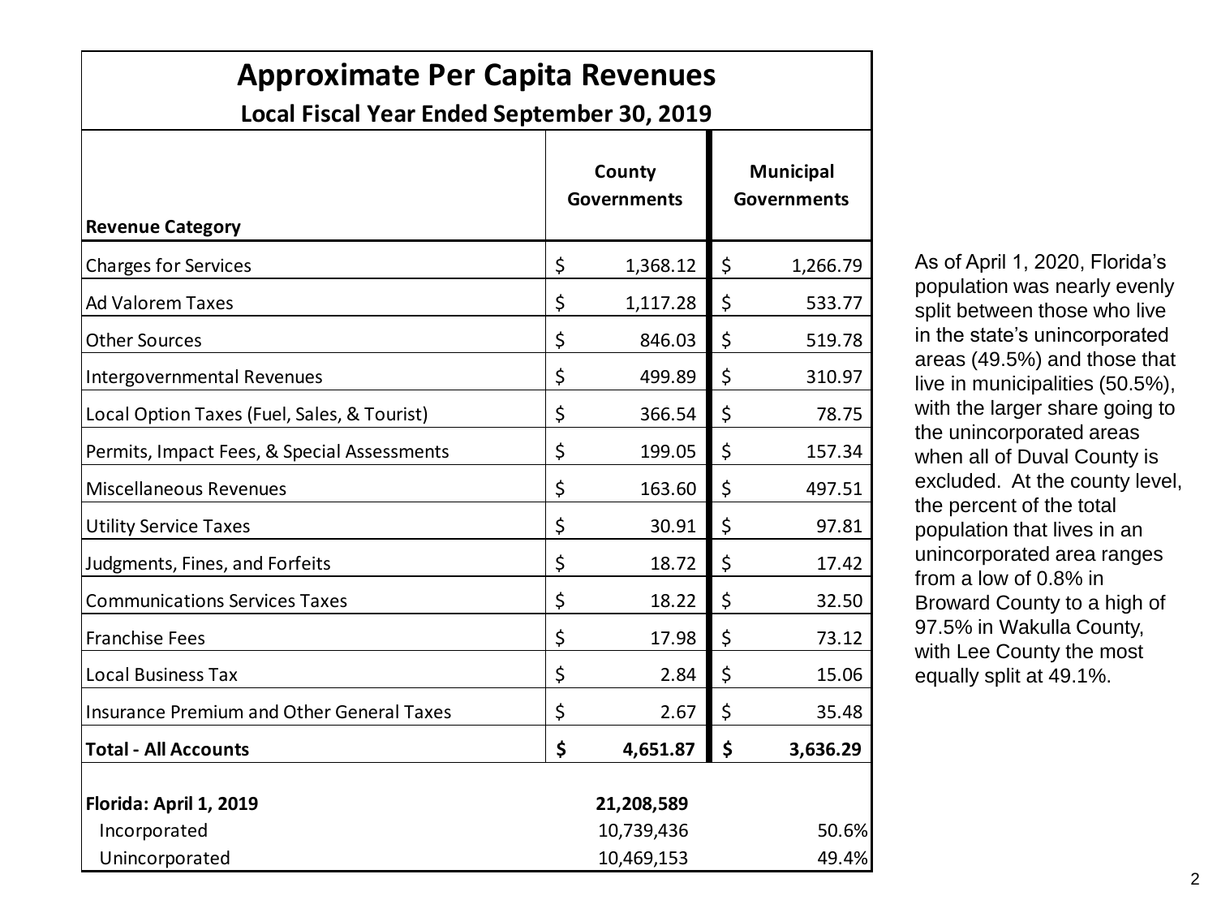# Approximate Per Capita Revenues

## Local Fiscal Year Ended September 30, 2019

| Revenue Category | County Governments | Municipal Governments |
|---|---|---|
| Charges for Services | $ 1,368.12 | $ 1,266.79 |
| Ad Valorem Taxes | $ 1,117.28 | $ 533.77 |
| Other Sources | $ 846.03 | $ 519.78 |
| Intergovernmental Revenues | $ 499.89 | $ 310.97 |
| Local Option Taxes (Fuel, Sales, & Tourist) | $ 366.54 | $ 78.75 |
| Permits, Impact Fees, & Special Assessments | $ 199.05 | $ 157.34 |
| Miscellaneous Revenues | $ 163.60 | $ 497.51 |
| Utility Service Taxes | $ 30.91 | $ 97.81 |
| Judgments, Fines, and Forfeits | $ 18.72 | $ 17.42 |
| Communications Services Taxes | $ 18.22 | $ 32.50 |
| Franchise Fees | $ 17.98 | $ 73.12 |
| Local Business Tax | $ 2.84 | $ 15.06 |
| Insurance Premium and Other General Taxes | $ 2.67 | $ 35.48 |
| **Total - All Accounts** | **$ 4,651.87** | **$ 3,636.29** |
| | | |
| **Florida: April 1, 2019** | **21,208,589** | |
| Incorporated | 10,739,436 | 50.6% |
| Unincorporated | 10,469,153 | 49.4% |

As of April 1, 2020, Florida's population was nearly evenly split between those who live in the state's unincorporated areas (49.5%) and those that live in municipalities (50.5%), with the larger share going to the unincorporated areas when all of Duval County is excluded. At the county level, the percent of the total population that lives in an unincorporated area ranges from a low of 0.8% in Broward County to a high of 97.5% in Wakulla County, with Lee County the most equally split at 49.1%.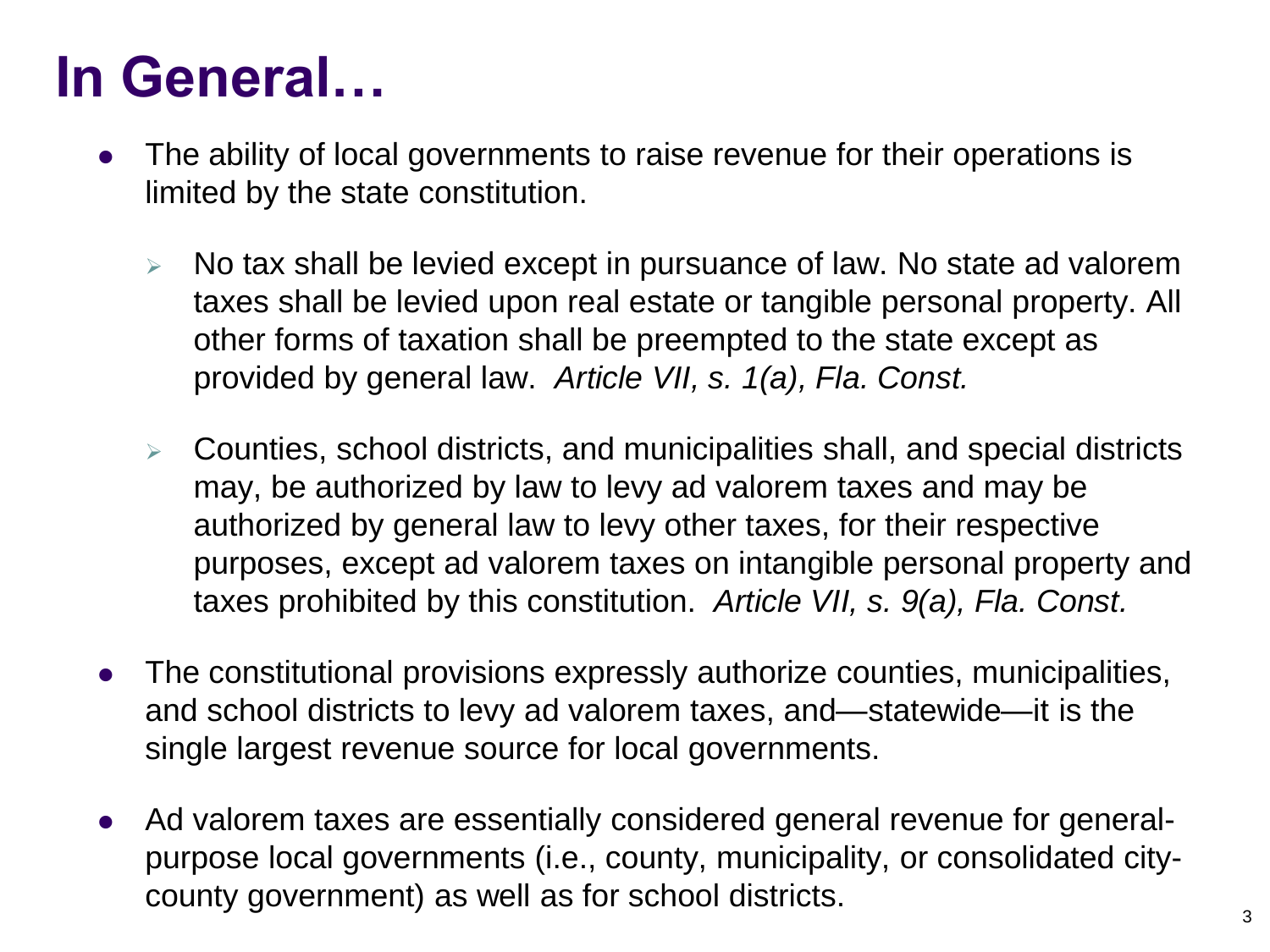# In General…

- The ability of local governments to raise revenue for their operations is limited by the state constitution.
  - No tax shall be levied except in pursuance of law. No state ad valorem taxes shall be levied upon real estate or tangible personal property. All other forms of taxation shall be preempted to the state except as provided by general law. *Article VII, s. 1(a), Fla. Const.*
  - Counties, school districts, and municipalities shall, and special districts may, be authorized by law to levy ad valorem taxes and may be authorized by general law to levy other taxes, for their respective purposes, except ad valorem taxes on intangible personal property and taxes prohibited by this constitution. *Article VII, s. 9(a), Fla. Const.*
- The constitutional provisions expressly authorize counties, municipalities, and school districts to levy ad valorem taxes, and—statewide—it is the single largest revenue source for local governments.
- Ad valorem taxes are essentially considered general revenue for general-purpose local governments (i.e., county, municipality, or consolidated city-county government) as well as for school districts.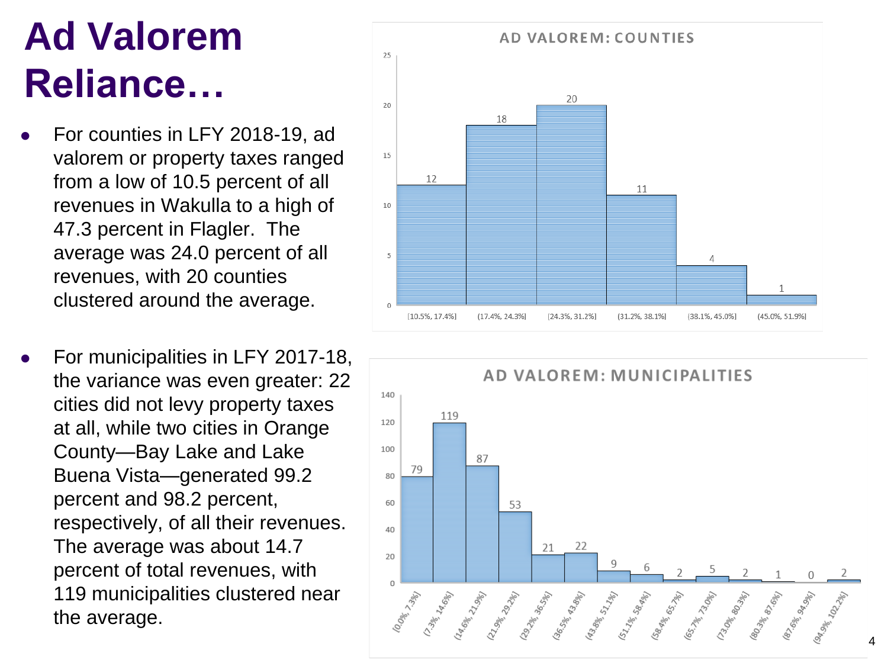# Ad Valorem Reliance…

- For counties in LFY 2018-19, ad valorem or property taxes ranged from a low of 10.5 percent of all revenues in Wakulla to a high of 47.3 percent in Flagler. The average was 24.0 percent of all revenues, with 20 counties clustered around the average.

- For municipalities in LFY 2017-18, the variance was even greater: 22 cities did not levy property taxes at all, while two cities in Orange County—Bay Lake and Lake Buena Vista—generated 99.2 percent and 98.2 percent, respectively, of all their revenues. The average was about 14.7 percent of total revenues, with 119 municipalities clustered near the average.

**AD VALOREM: COUNTIES**

| Range | Count |
|---|---|
| [10.5%, 17.4%] | 12 |
| (17.4%, 24.3%] | 18 |
| (24.3%, 31.2%] | 20 |
| (31.2%, 38.1%] | 11 |
| (38.1%, 45.0%] | 4 |
| (45.0%, 51.9%] | 1 |

**AD VALOREM: MUNICIPALITIES**

| Range | Count |
|---|---|
| [0.0%, 7.3%] | 79 |
| (7.3%, 14.6%] | 119 |
| (14.6%, 21.9%] | 87 |
| (21.9%, 29.2%] | 53 |
| (29.2%, 36.5%] | 21 |
| (36.5%, 43.8%] | 22 |
| (43.8%, 51.1%] | 9 |
| (51.1%, 58.4%] | 6 |
| (58.4%, 65.7%] | 2 |
| (65.7%, 73.0%] | 5 |
| (73.0%, 80.3%] | 2 |
| (80.3%, 87.6%] | 1 |
| (87.6%, 94.9%] | 0 |
| (94.9%, 102.2%] | 2 |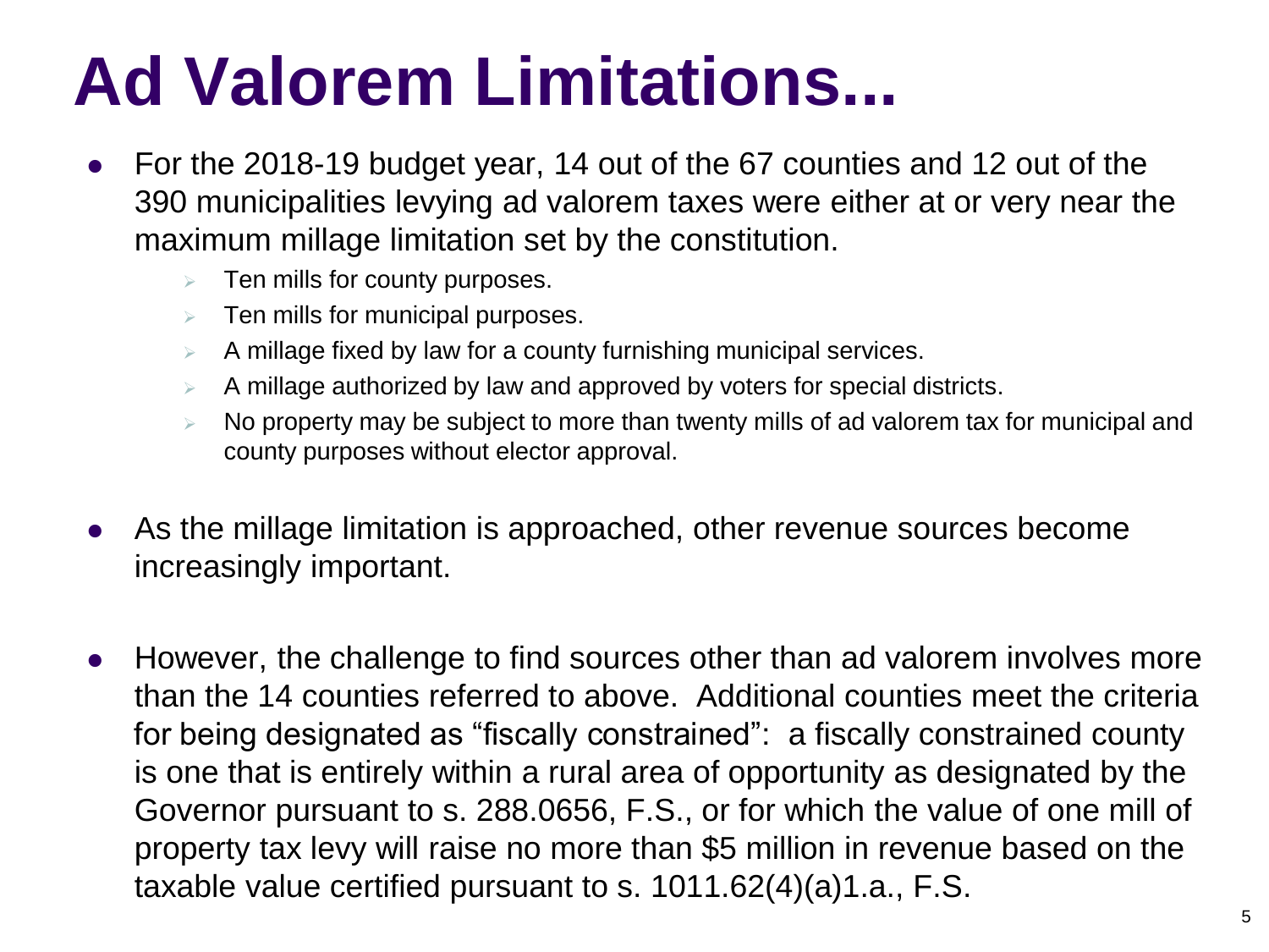# Ad Valorem Limitations...

- For the 2018-19 budget year, 14 out of the 67 counties and 12 out of the 390 municipalities levying ad valorem taxes were either at or very near the maximum millage limitation set by the constitution.
  - Ten mills for county purposes.
  - Ten mills for municipal purposes.
  - A millage fixed by law for a county furnishing municipal services.
  - A millage authorized by law and approved by voters for special districts.
  - No property may be subject to more than twenty mills of ad valorem tax for municipal and county purposes without elector approval.
- As the millage limitation is approached, other revenue sources become increasingly important.
- However, the challenge to find sources other than ad valorem involves more than the 14 counties referred to above. Additional counties meet the criteria for being designated as "fiscally constrained": a fiscally constrained county is one that is entirely within a rural area of opportunity as designated by the Governor pursuant to s. 288.0656, F.S., or for which the value of one mill of property tax levy will raise no more than $5 million in revenue based on the taxable value certified pursuant to s. 1011.62(4)(a)1.a., F.S.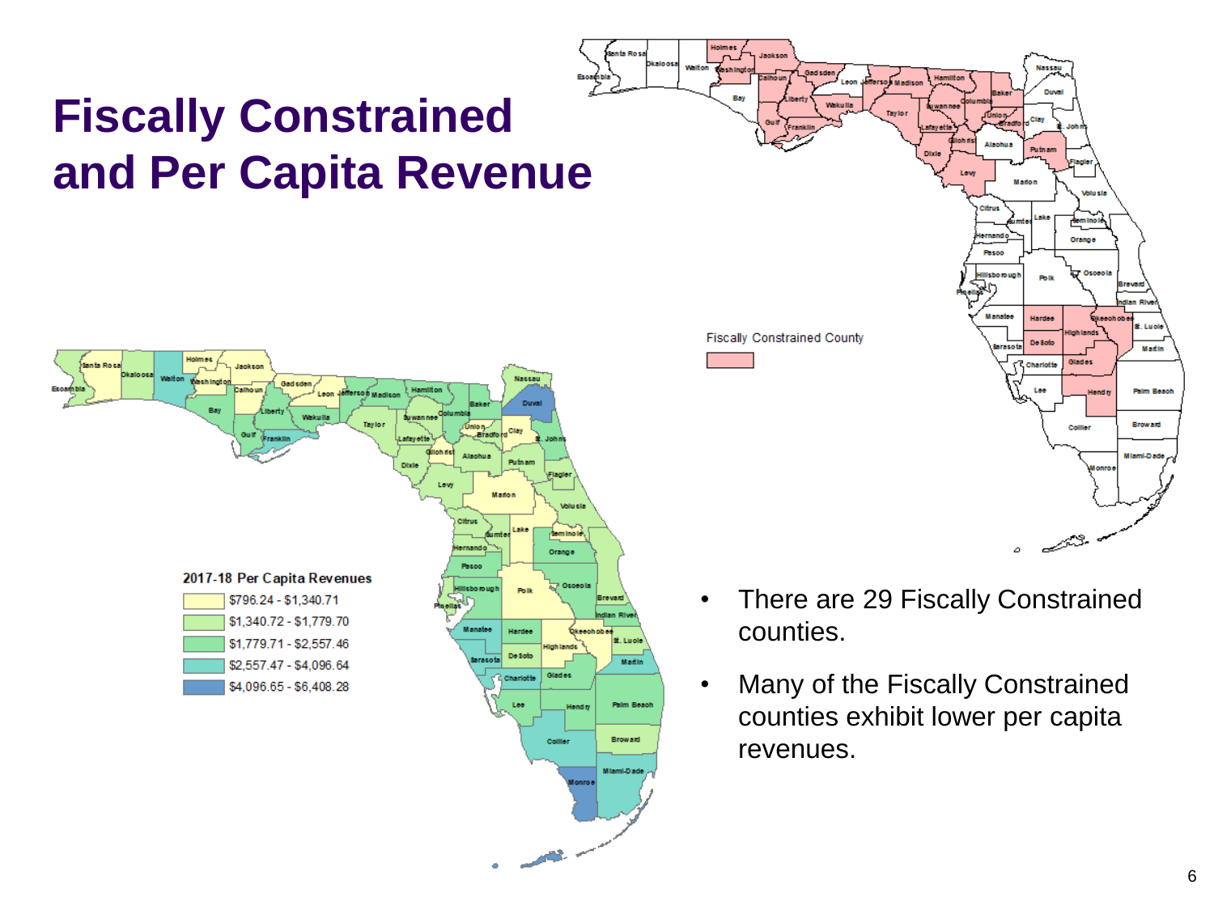# Fiscally Constrained and Per Capita Revenue

Fiscally Constrained County

2017-18 Per Capita Revenues

- $796.24 - $1,340.71
- $1,340.72 - $1,779.70
- $1,779.71 - $2,557.46
- $2,557.47 - $4,096.64
- $4,096.65 - $6,408.28

- There are 29 Fiscally Constrained counties.
- Many of the Fiscally Constrained counties exhibit lower per capita revenues.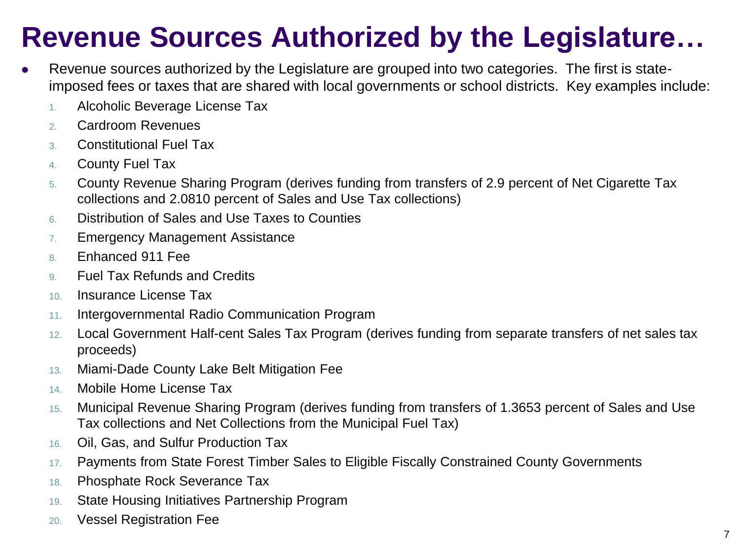# Revenue Sources Authorized by the Legislature…

- Revenue sources authorized by the Legislature are grouped into two categories. The first is state-imposed fees or taxes that are shared with local governments or school districts. Key examples include:
  1. Alcoholic Beverage License Tax
  2. Cardroom Revenues
  3. Constitutional Fuel Tax
  4. County Fuel Tax
  5. County Revenue Sharing Program (derives funding from transfers of 2.9 percent of Net Cigarette Tax collections and 2.0810 percent of Sales and Use Tax collections)
  6. Distribution of Sales and Use Taxes to Counties
  7. Emergency Management Assistance
  8. Enhanced 911 Fee
  9. Fuel Tax Refunds and Credits
  10. Insurance License Tax
  11. Intergovernmental Radio Communication Program
  12. Local Government Half-cent Sales Tax Program (derives funding from separate transfers of net sales tax proceeds)
  13. Miami-Dade County Lake Belt Mitigation Fee
  14. Mobile Home License Tax
  15. Municipal Revenue Sharing Program (derives funding from transfers of 1.3653 percent of Sales and Use Tax collections and Net Collections from the Municipal Fuel Tax)
  16. Oil, Gas, and Sulfur Production Tax
  17. Payments from State Forest Timber Sales to Eligible Fiscally Constrained County Governments
  18. Phosphate Rock Severance Tax
  19. State Housing Initiatives Partnership Program
  20. Vessel Registration Fee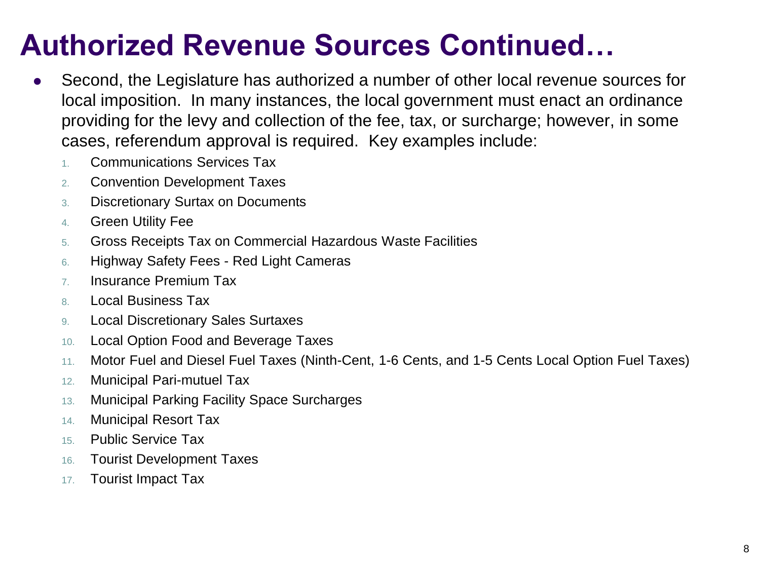# Authorized Revenue Sources Continued…

- Second, the Legislature has authorized a number of other local revenue sources for local imposition. In many instances, the local government must enact an ordinance providing for the levy and collection of the fee, tax, or surcharge; however, in some cases, referendum approval is required. Key examples include:
  1. Communications Services Tax
  2. Convention Development Taxes
  3. Discretionary Surtax on Documents
  4. Green Utility Fee
  5. Gross Receipts Tax on Commercial Hazardous Waste Facilities
  6. Highway Safety Fees - Red Light Cameras
  7. Insurance Premium Tax
  8. Local Business Tax
  9. Local Discretionary Sales Surtaxes
  10. Local Option Food and Beverage Taxes
  11. Motor Fuel and Diesel Fuel Taxes (Ninth-Cent, 1-6 Cents, and 1-5 Cents Local Option Fuel Taxes)
  12. Municipal Pari-mutuel Tax
  13. Municipal Parking Facility Space Surcharges
  14. Municipal Resort Tax
  15. Public Service Tax
  16. Tourist Development Taxes
  17. Tourist Impact Tax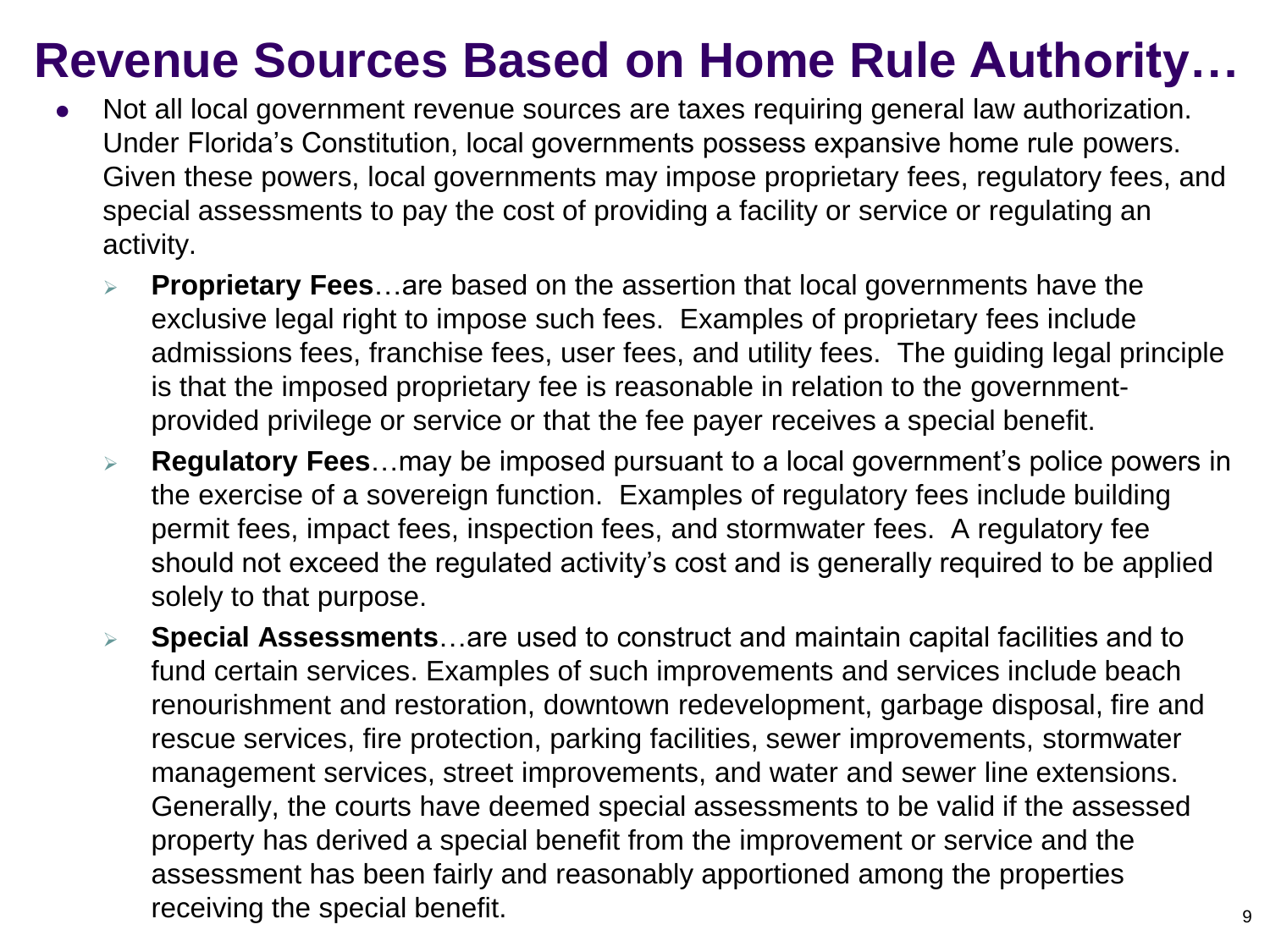# Revenue Sources Based on Home Rule Authority…

- Not all local government revenue sources are taxes requiring general law authorization. Under Florida's Constitution, local governments possess expansive home rule powers. Given these powers, local governments may impose proprietary fees, regulatory fees, and special assessments to pay the cost of providing a facility or service or regulating an activity.
  - **Proprietary Fees**…are based on the assertion that local governments have the exclusive legal right to impose such fees. Examples of proprietary fees include admissions fees, franchise fees, user fees, and utility fees. The guiding legal principle is that the imposed proprietary fee is reasonable in relation to the government-provided privilege or service or that the fee payer receives a special benefit.
  - **Regulatory Fees**…may be imposed pursuant to a local government's police powers in the exercise of a sovereign function. Examples of regulatory fees include building permit fees, impact fees, inspection fees, and stormwater fees. A regulatory fee should not exceed the regulated activity's cost and is generally required to be applied solely to that purpose.
  - **Special Assessments**…are used to construct and maintain capital facilities and to fund certain services. Examples of such improvements and services include beach renourishment and restoration, downtown redevelopment, garbage disposal, fire and rescue services, fire protection, parking facilities, sewer improvements, stormwater management services, street improvements, and water and sewer line extensions. Generally, the courts have deemed special assessments to be valid if the assessed property has derived a special benefit from the improvement or service and the assessment has been fairly and reasonably apportioned among the properties receiving the special benefit.